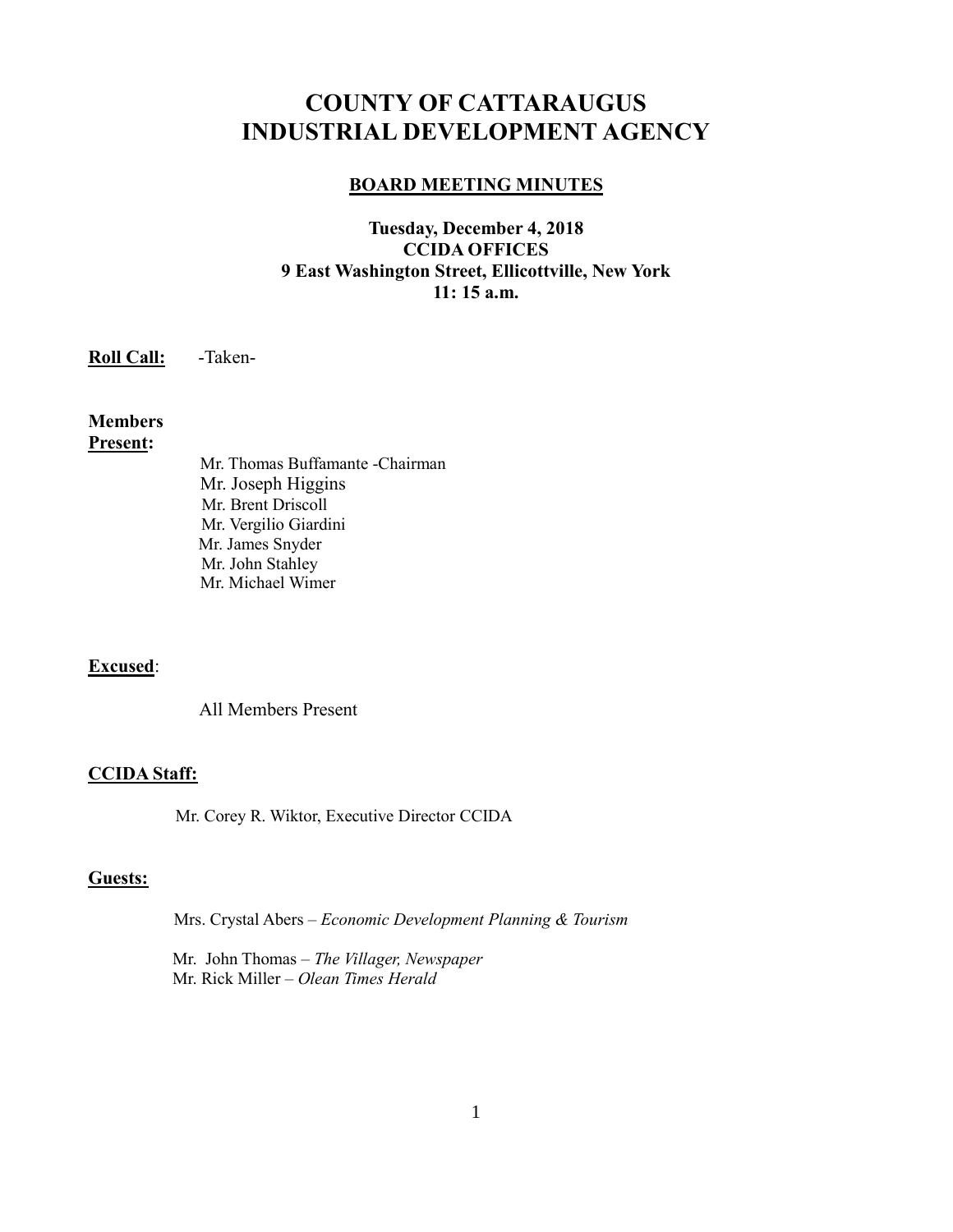# COUNTY OF CATTARAUGUS INDUSTRIAL DEVELOPMENT AGENCY

## BOARD MEETING MINUTES

**Tuesday, December 4, 2018**
**CCIDA OFFICES**
**9 East Washington Street, Ellicottville, New York**
**11: 15 a.m.**

**Roll Call:** -Taken-

**Members Present:**

Mr. Thomas Buffamante -Chairman
Mr. Joseph Higgins
Mr. Brent Driscoll
Mr. Vergilio Giardini
Mr. James Snyder
Mr. John Stahley
Mr. Michael Wimer

**Excused**:

All Members Present

**CCIDA Staff:**

Mr. Corey R. Wiktor, Executive Director CCIDA

**Guests:**

Mrs. Crystal Abers – *Economic Development Planning & Tourism*

Mr. John Thomas – *The Villager, Newspaper*
Mr. Rick Miller – *Olean Times Herald*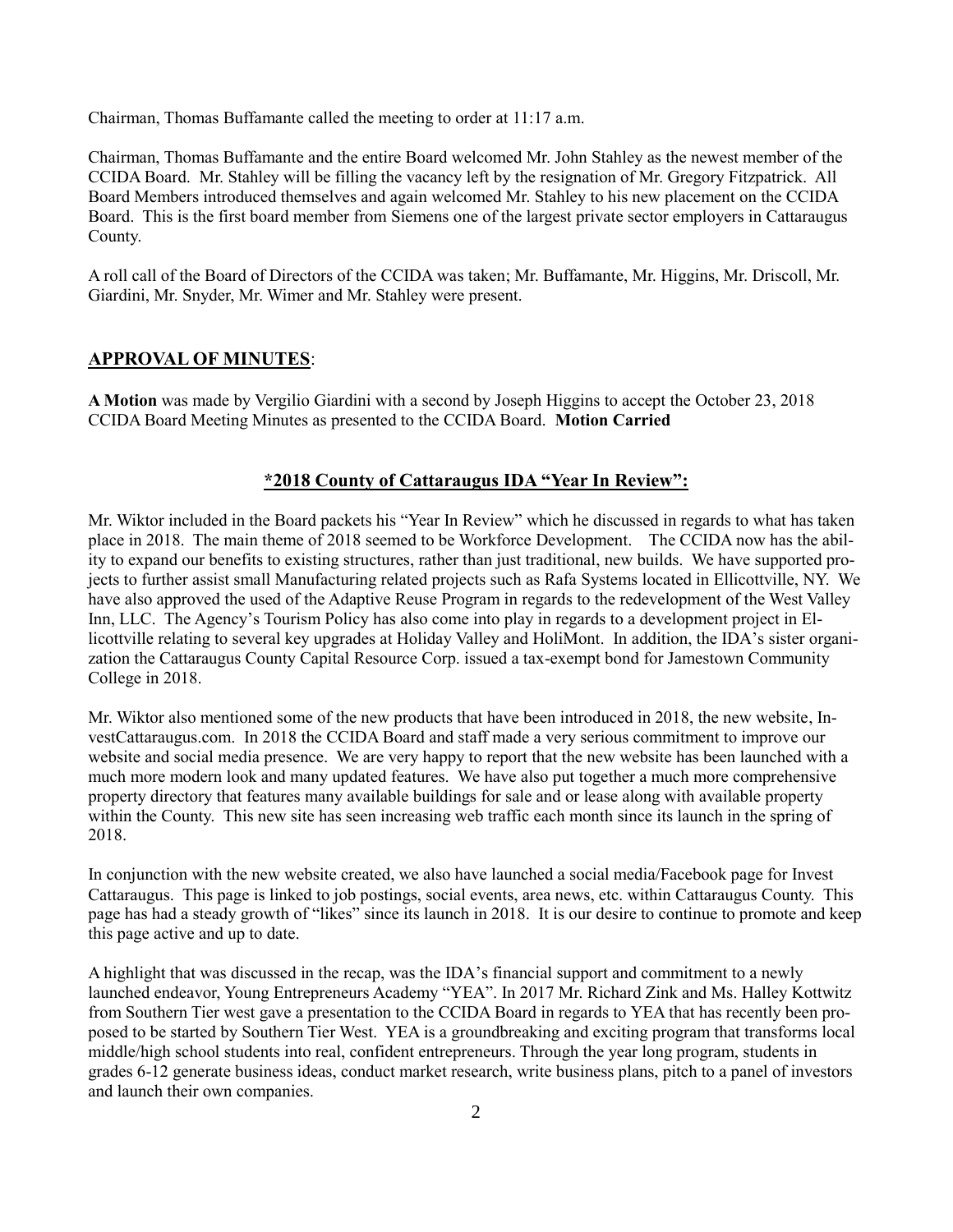Chairman, Thomas Buffamante called the meeting to order at 11:17 a.m.

Chairman, Thomas Buffamante and the entire Board welcomed Mr. John Stahley as the newest member of the CCIDA Board. Mr. Stahley will be filling the vacancy left by the resignation of Mr. Gregory Fitzpatrick. All Board Members introduced themselves and again welcomed Mr. Stahley to his new placement on the CCIDA Board. This is the first board member from Siemens one of the largest private sector employers in Cattaraugus County.

A roll call of the Board of Directors of the CCIDA was taken; Mr. Buffamante, Mr. Higgins, Mr. Driscoll, Mr. Giardini, Mr. Snyder, Mr. Wimer and Mr. Stahley were present.

## APPROVAL OF MINUTES:

**A Motion** was made by Vergilio Giardini with a second by Joseph Higgins to accept the October 23, 2018 CCIDA Board Meeting Minutes as presented to the CCIDA Board. **Motion Carried**

## *2018 County of Cattaraugus IDA "Year In Review":

Mr. Wiktor included in the Board packets his "Year In Review" which he discussed in regards to what has taken place in 2018. The main theme of 2018 seemed to be Workforce Development. The CCIDA now has the ability to expand our benefits to existing structures, rather than just traditional, new builds. We have supported projects to further assist small Manufacturing related projects such as Rafa Systems located in Ellicottville, NY. We have also approved the used of the Adaptive Reuse Program in regards to the redevelopment of the West Valley Inn, LLC. The Agency's Tourism Policy has also come into play in regards to a development project in Ellicottville relating to several key upgrades at Holiday Valley and HoliMont. In addition, the IDA's sister organization the Cattaraugus County Capital Resource Corp. issued a tax-exempt bond for Jamestown Community College in 2018.

Mr. Wiktor also mentioned some of the new products that have been introduced in 2018, the new website, InvestCattaraugus.com. In 2018 the CCIDA Board and staff made a very serious commitment to improve our website and social media presence. We are very happy to report that the new website has been launched with a much more modern look and many updated features. We have also put together a much more comprehensive property directory that features many available buildings for sale and or lease along with available property within the County. This new site has seen increasing web traffic each month since its launch in the spring of 2018.

In conjunction with the new website created, we also have launched a social media/Facebook page for Invest Cattaraugus. This page is linked to job postings, social events, area news, etc. within Cattaraugus County. This page has had a steady growth of "likes" since its launch in 2018. It is our desire to continue to promote and keep this page active and up to date.

A highlight that was discussed in the recap, was the IDA's financial support and commitment to a newly launched endeavor, Young Entrepreneurs Academy "YEA". In 2017 Mr. Richard Zink and Ms. Halley Kottwitz from Southern Tier west gave a presentation to the CCIDA Board in regards to YEA that has recently been proposed to be started by Southern Tier West. YEA is a groundbreaking and exciting program that transforms local middle/high school students into real, confident entrepreneurs. Through the year long program, students in grades 6-12 generate business ideas, conduct market research, write business plans, pitch to a panel of investors and launch their own companies.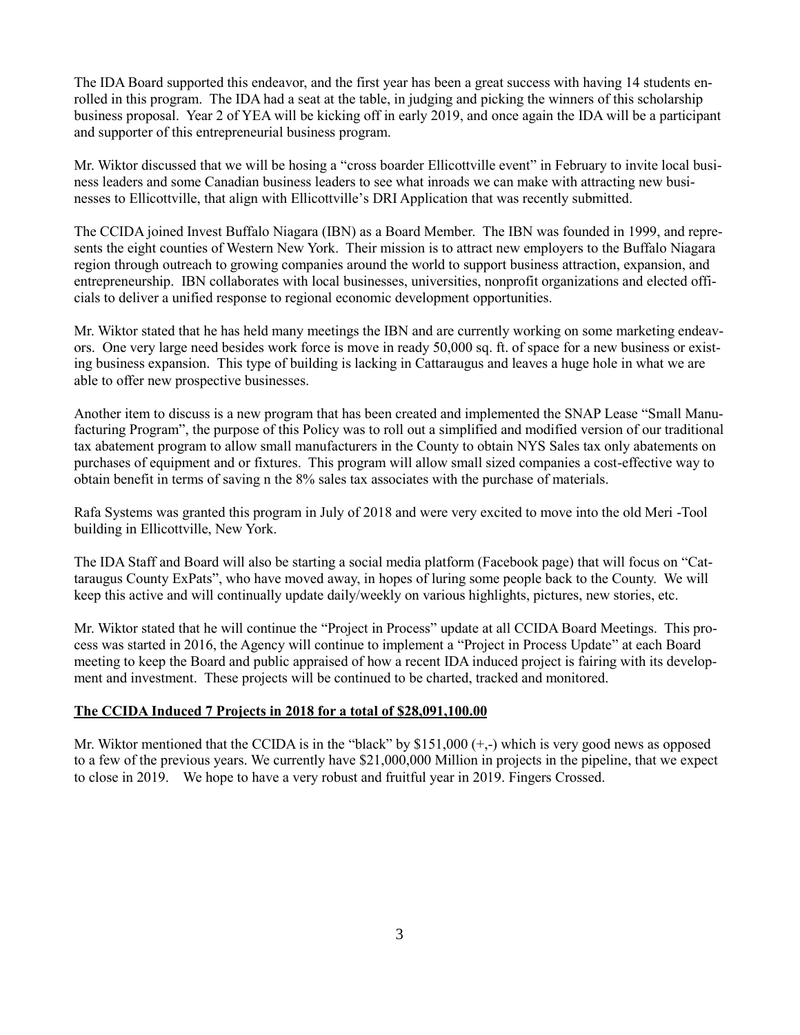The IDA Board supported this endeavor, and the first year has been a great success with having 14 students enrolled in this program. The IDA had a seat at the table, in judging and picking the winners of this scholarship business proposal. Year 2 of YEA will be kicking off in early 2019, and once again the IDA will be a participant and supporter of this entrepreneurial business program.

Mr. Wiktor discussed that we will be hosing a "cross boarder Ellicottville event" in February to invite local business leaders and some Canadian business leaders to see what inroads we can make with attracting new businesses to Ellicottville, that align with Ellicottville's DRI Application that was recently submitted.

The CCIDA joined Invest Buffalo Niagara (IBN) as a Board Member. The IBN was founded in 1999, and represents the eight counties of Western New York. Their mission is to attract new employers to the Buffalo Niagara region through outreach to growing companies around the world to support business attraction, expansion, and entrepreneurship. IBN collaborates with local businesses, universities, nonprofit organizations and elected officials to deliver a unified response to regional economic development opportunities.

Mr. Wiktor stated that he has held many meetings the IBN and are currently working on some marketing endeavors. One very large need besides work force is move in ready 50,000 sq. ft. of space for a new business or existing business expansion. This type of building is lacking in Cattaraugus and leaves a huge hole in what we are able to offer new prospective businesses.

Another item to discuss is a new program that has been created and implemented the SNAP Lease "Small Manufacturing Program", the purpose of this Policy was to roll out a simplified and modified version of our traditional tax abatement program to allow small manufacturers in the County to obtain NYS Sales tax only abatements on purchases of equipment and or fixtures. This program will allow small sized companies a cost-effective way to obtain benefit in terms of saving n the 8% sales tax associates with the purchase of materials.

Rafa Systems was granted this program in July of 2018 and were very excited to move into the old Meri -Tool building in Ellicottville, New York.

The IDA Staff and Board will also be starting a social media platform (Facebook page) that will focus on "Cattaraugus County ExPats", who have moved away, in hopes of luring some people back to the County. We will keep this active and will continually update daily/weekly on various highlights, pictures, new stories, etc.

Mr. Wiktor stated that he will continue the "Project in Process" update at all CCIDA Board Meetings. This process was started in 2016, the Agency will continue to implement a "Project in Process Update" at each Board meeting to keep the Board and public appraised of how a recent IDA induced project is fairing with its development and investment. These projects will be continued to be charted, tracked and monitored.

**The CCIDA Induced 7 Projects in 2018 for a total of $28,091,100.00**

Mr. Wiktor mentioned that the CCIDA is in the "black" by $151,000 (+,-) which is very good news as opposed to a few of the previous years. We currently have $21,000,000 Million in projects in the pipeline, that we expect to close in 2019. We hope to have a very robust and fruitful year in 2019. Fingers Crossed.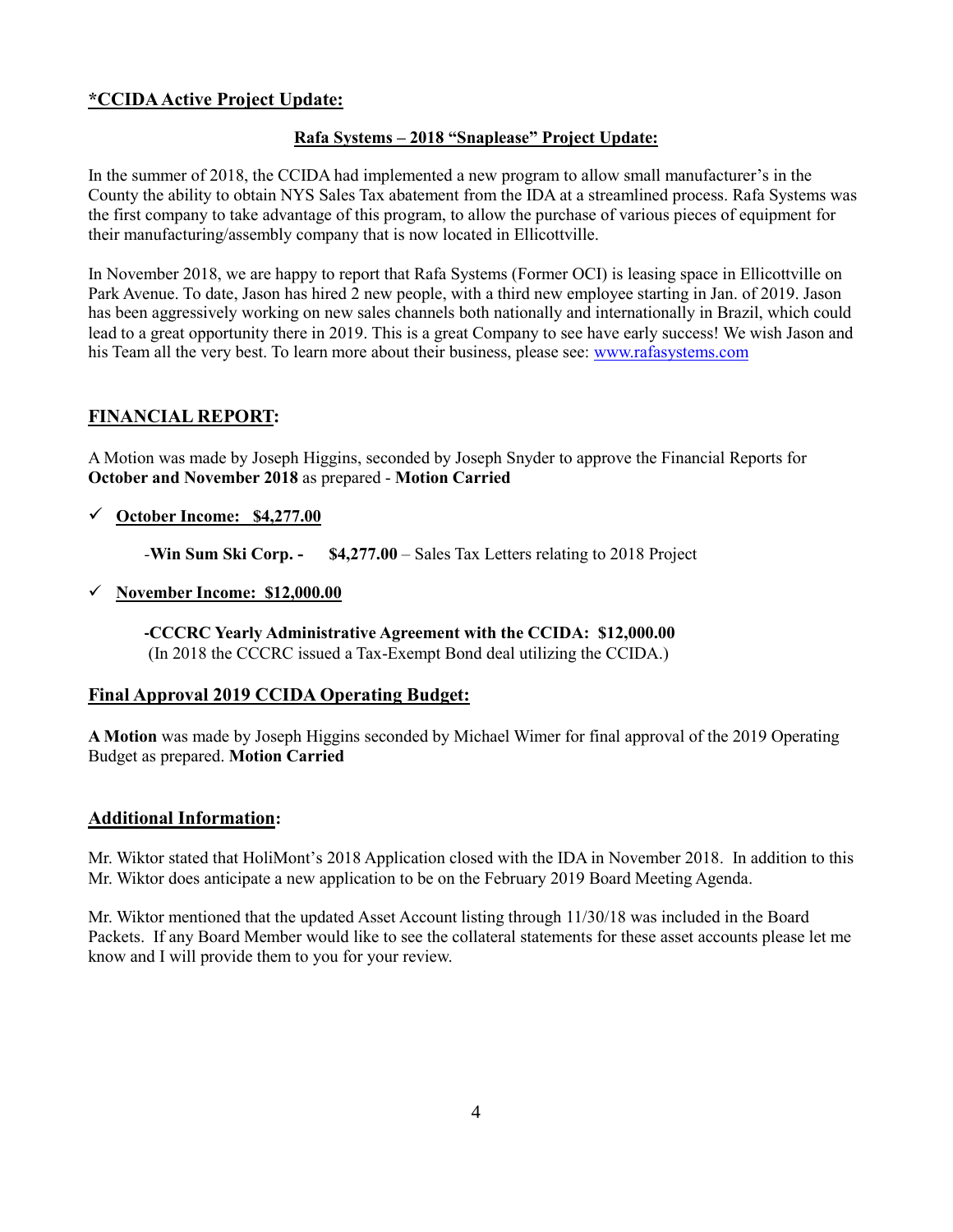## *CCIDA Active Project Update:

### Rafa Systems – 2018 "Snaplease" Project Update:

In the summer of 2018, the CCIDA had implemented a new program to allow small manufacturer's in the County the ability to obtain NYS Sales Tax abatement from the IDA at a streamlined process. Rafa Systems was the first company to take advantage of this program, to allow the purchase of various pieces of equipment for their manufacturing/assembly company that is now located in Ellicottville.

In November 2018, we are happy to report that Rafa Systems (Former OCI) is leasing space in Ellicottville on Park Avenue. To date, Jason has hired 2 new people, with a third new employee starting in Jan. of 2019. Jason has been aggressively working on new sales channels both nationally and internationally in Brazil, which could lead to a great opportunity there in 2019. This is a great Company to see have early success! We wish Jason and his Team all the very best. To learn more about their business, please see: www.rafasystems.com

## FINANCIAL REPORT:

A Motion was made by Joseph Higgins, seconded by Joseph Snyder to approve the Financial Reports for **October and November 2018** as prepared - **Motion Carried**

- ✓ **October Income: $4,277.00**

  -**Win Sum Ski Corp. - $4,277.00** – Sales Tax Letters relating to 2018 Project

- ✓ **November Income: $12,000.00**

  **-CCCRC Yearly Administrative Agreement with the CCIDA: $12,000.00**
  (In 2018 the CCCRC issued a Tax-Exempt Bond deal utilizing the CCIDA.)

## Final Approval 2019 CCIDA Operating Budget:

**A Motion** was made by Joseph Higgins seconded by Michael Wimer for final approval of the 2019 Operating Budget as prepared. **Motion Carried**

## Additional Information:

Mr. Wiktor stated that HoliMont's 2018 Application closed with the IDA in November 2018. In addition to this Mr. Wiktor does anticipate a new application to be on the February 2019 Board Meeting Agenda.

Mr. Wiktor mentioned that the updated Asset Account listing through 11/30/18 was included in the Board Packets. If any Board Member would like to see the collateral statements for these asset accounts please let me know and I will provide them to you for your review.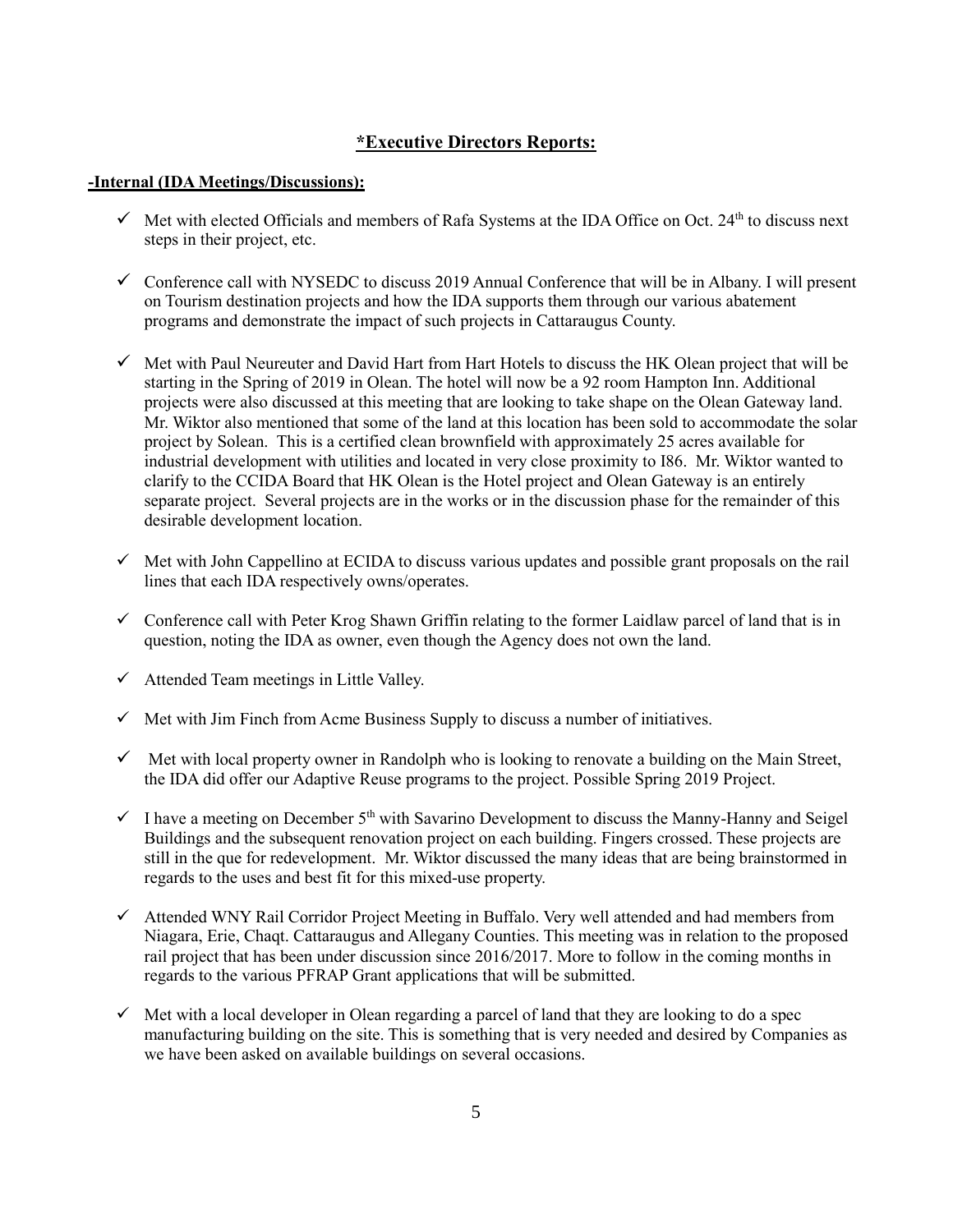## ***Executive Directors Reports:**

**-Internal (IDA Meetings/Discussions):**

- ✓ Met with elected Officials and members of Rafa Systems at the IDA Office on Oct. 24th to discuss next steps in their project, etc.

- ✓ Conference call with NYSEDC to discuss 2019 Annual Conference that will be in Albany. I will present on Tourism destination projects and how the IDA supports them through our various abatement programs and demonstrate the impact of such projects in Cattaraugus County.

- ✓ Met with Paul Neureuter and David Hart from Hart Hotels to discuss the HK Olean project that will be starting in the Spring of 2019 in Olean. The hotel will now be a 92 room Hampton Inn. Additional projects were also discussed at this meeting that are looking to take shape on the Olean Gateway land. Mr. Wiktor also mentioned that some of the land at this location has been sold to accommodate the solar project by Solean. This is a certified clean brownfield with approximately 25 acres available for industrial development with utilities and located in very close proximity to I86. Mr. Wiktor wanted to clarify to the CCIDA Board that HK Olean is the Hotel project and Olean Gateway is an entirely separate project. Several projects are in the works or in the discussion phase for the remainder of this desirable development location.

- ✓ Met with John Cappellino at ECIDA to discuss various updates and possible grant proposals on the rail lines that each IDA respectively owns/operates.

- ✓ Conference call with Peter Krog Shawn Griffin relating to the former Laidlaw parcel of land that is in question, noting the IDA as owner, even though the Agency does not own the land.

- ✓ Attended Team meetings in Little Valley.

- ✓ Met with Jim Finch from Acme Business Supply to discuss a number of initiatives.

- ✓ Met with local property owner in Randolph who is looking to renovate a building on the Main Street, the IDA did offer our Adaptive Reuse programs to the project. Possible Spring 2019 Project.

- ✓ I have a meeting on December 5th with Savarino Development to discuss the Manny-Hanny and Seigel Buildings and the subsequent renovation project on each building. Fingers crossed. These projects are still in the que for redevelopment. Mr. Wiktor discussed the many ideas that are being brainstormed in regards to the uses and best fit for this mixed-use property.

- ✓ Attended WNY Rail Corridor Project Meeting in Buffalo. Very well attended and had members from Niagara, Erie, Chaqt. Cattaraugus and Allegany Counties. This meeting was in relation to the proposed rail project that has been under discussion since 2016/2017. More to follow in the coming months in regards to the various PFRAP Grant applications that will be submitted.

- ✓ Met with a local developer in Olean regarding a parcel of land that they are looking to do a spec manufacturing building on the site. This is something that is very needed and desired by Companies as we have been asked on available buildings on several occasions.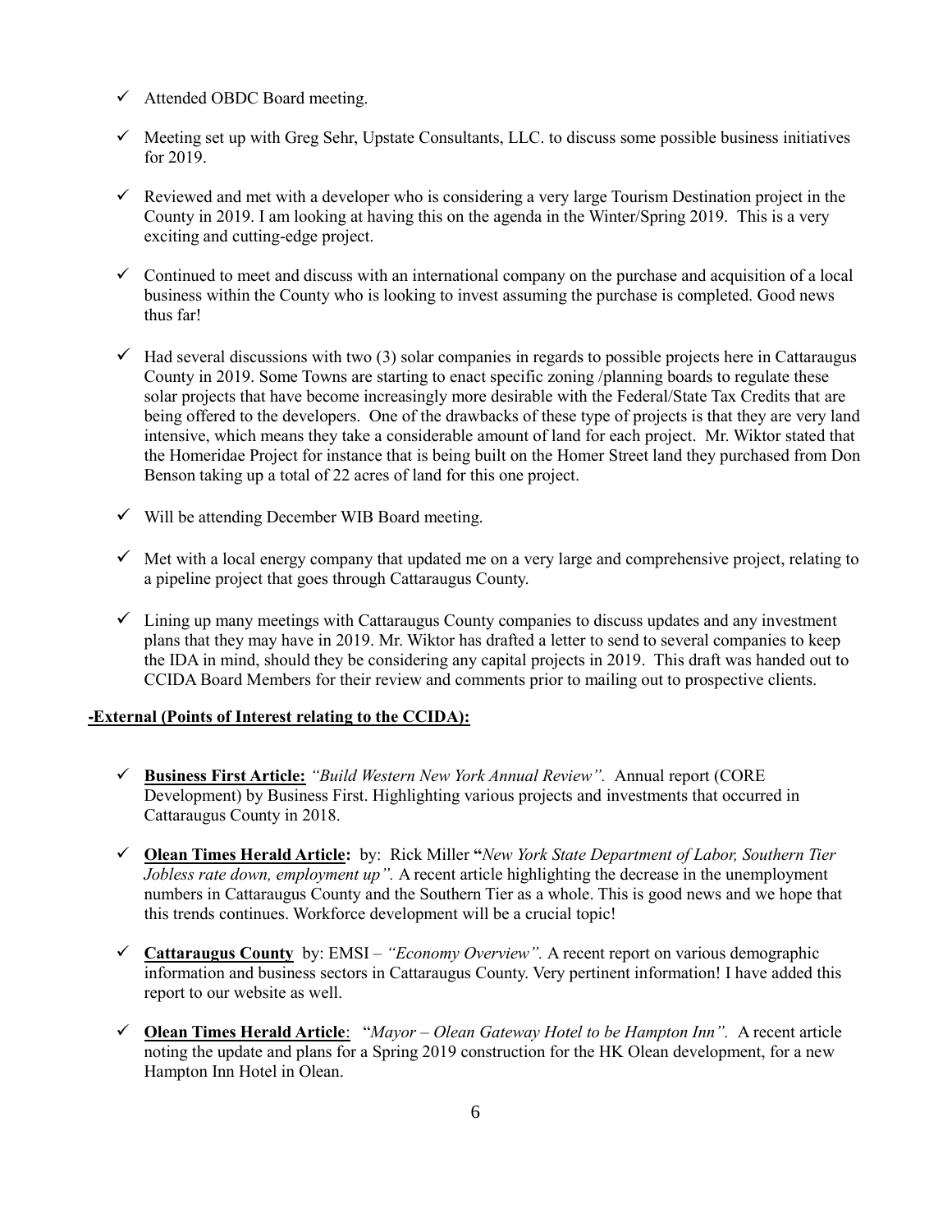- ✓ Attended OBDC Board meeting.

- ✓ Meeting set up with Greg Sehr, Upstate Consultants, LLC. to discuss some possible business initiatives for 2019.

- ✓ Reviewed and met with a developer who is considering a very large Tourism Destination project in the County in 2019. I am looking at having this on the agenda in the Winter/Spring 2019. This is a very exciting and cutting-edge project.

- ✓ Continued to meet and discuss with an international company on the purchase and acquisition of a local business within the County who is looking to invest assuming the purchase is completed. Good news thus far!

- ✓ Had several discussions with two (3) solar companies in regards to possible projects here in Cattaraugus County in 2019. Some Towns are starting to enact specific zoning /planning boards to regulate these solar projects that have become increasingly more desirable with the Federal/State Tax Credits that are being offered to the developers. One of the drawbacks of these type of projects is that they are very land intensive, which means they take a considerable amount of land for each project. Mr. Wiktor stated that the Homeridae Project for instance that is being built on the Homer Street land they purchased from Don Benson taking up a total of 22 acres of land for this one project.

- ✓ Will be attending December WIB Board meeting.

- ✓ Met with a local energy company that updated me on a very large and comprehensive project, relating to a pipeline project that goes through Cattaraugus County.

- ✓ Lining up many meetings with Cattaraugus County companies to discuss updates and any investment plans that they may have in 2019. Mr. Wiktor has drafted a letter to send to several companies to keep the IDA in mind, should they be considering any capital projects in 2019. This draft was handed out to CCIDA Board Members for their review and comments prior to mailing out to prospective clients.

**-External (Points of Interest relating to the CCIDA):**

- ✓ **Business First Article:** *"Build Western New York Annual Review".* Annual report (CORE Development) by Business First. Highlighting various projects and investments that occurred in Cattaraugus County in 2018.

- ✓ **Olean Times Herald Article:** by: Rick Miller **"***New York State Department of Labor, Southern Tier Jobless rate down, employment up".* A recent article highlighting the decrease in the unemployment numbers in Cattaraugus County and the Southern Tier as a whole. This is good news and we hope that this trends continues. Workforce development will be a crucial topic!

- ✓ **Cattaraugus County** by: EMSI – *"Economy Overview".* A recent report on various demographic information and business sectors in Cattaraugus County. Very pertinent information! I have added this report to our website as well.

- ✓ **Olean Times Herald Article**: "*Mayor – Olean Gateway Hotel to be Hampton Inn".* A recent article noting the update and plans for a Spring 2019 construction for the HK Olean development, for a new Hampton Inn Hotel in Olean.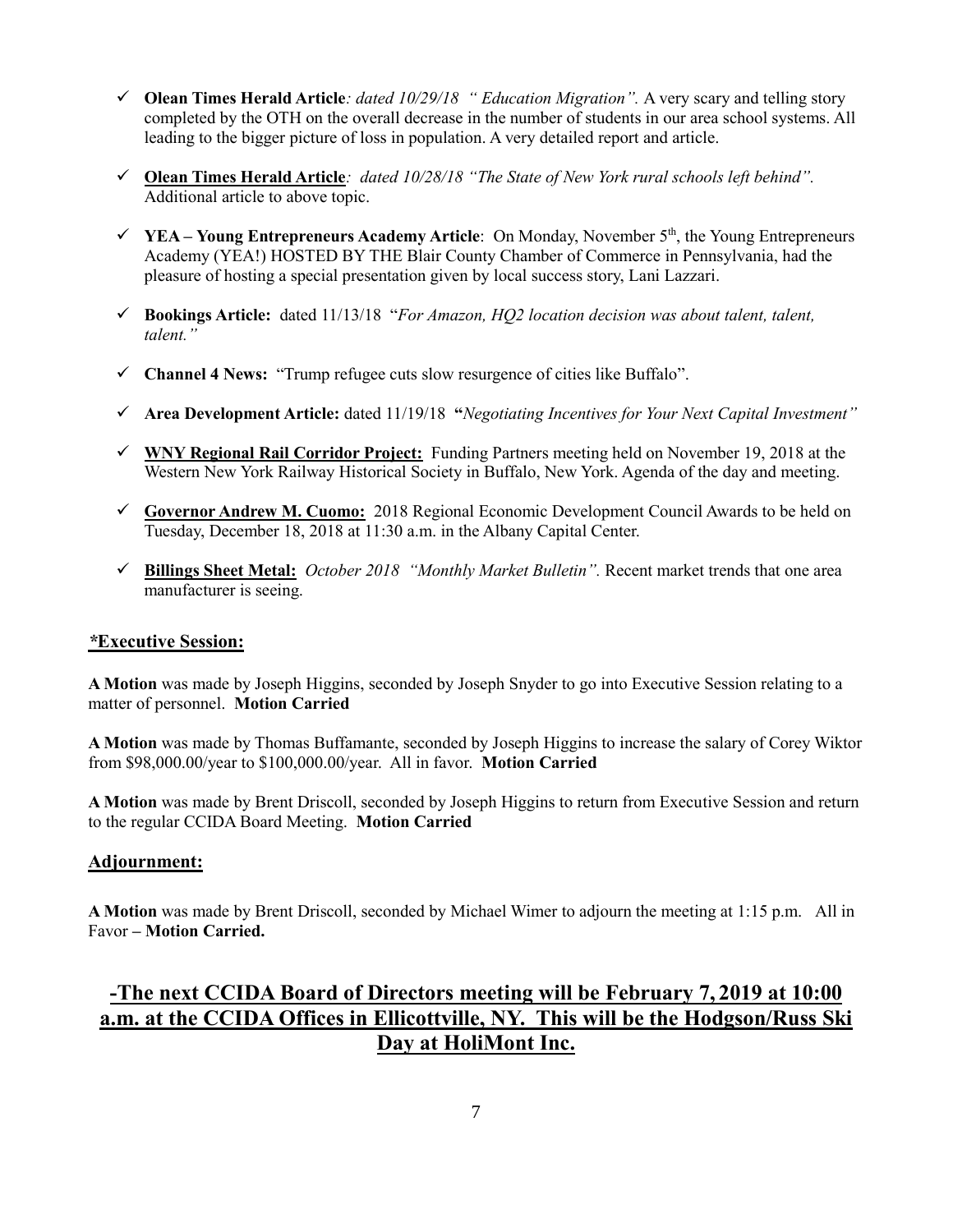- ✓ **Olean Times Herald Article***: dated 10/29/18 " Education Migration".* A very scary and telling story completed by the OTH on the overall decrease in the number of students in our area school systems. All leading to the bigger picture of loss in population. A very detailed report and article.

- ✓ **Olean Times Herald Article***: dated 10/28/18 "The State of New York rural schools left behind".* Additional article to above topic.

- ✓ **YEA – Young Entrepreneurs Academy Article**: On Monday, November 5th, the Young Entrepreneurs Academy (YEA!) HOSTED BY THE Blair County Chamber of Commerce in Pennsylvania, had the pleasure of hosting a special presentation given by local success story, Lani Lazzari.

- ✓ **Bookings Article:** dated 11/13/18 "*For Amazon, HQ2 location decision was about talent, talent, talent."*

- ✓ **Channel 4 News:** "Trump refugee cuts slow resurgence of cities like Buffalo".

- ✓ **Area Development Article:** dated 11/19/18 **"***Negotiating Incentives for Your Next Capital Investment"*

- ✓ **WNY Regional Rail Corridor Project:** Funding Partners meeting held on November 19, 2018 at the Western New York Railway Historical Society in Buffalo, New York. Agenda of the day and meeting.

- ✓ **Governor Andrew M. Cuomo:** 2018 Regional Economic Development Council Awards to be held on Tuesday, December 18, 2018 at 11:30 a.m. in the Albany Capital Center.

- ✓ **Billings Sheet Metal:** *October 2018 "Monthly Market Bulletin".* Recent market trends that one area manufacturer is seeing.

## *Executive Session:

**A Motion** was made by Joseph Higgins, seconded by Joseph Snyder to go into Executive Session relating to a matter of personnel. **Motion Carried**

**A Motion** was made by Thomas Buffamante, seconded by Joseph Higgins to increase the salary of Corey Wiktor from $98,000.00/year to $100,000.00/year. All in favor. **Motion Carried**

**A Motion** was made by Brent Driscoll, seconded by Joseph Higgins to return from Executive Session and return to the regular CCIDA Board Meeting. **Motion Carried**

## Adjournment:

**A Motion** was made by Brent Driscoll, seconded by Michael Wimer to adjourn the meeting at 1:15 p.m. All in Favor **– Motion Carried.**

## -The next CCIDA Board of Directors meeting will be February 7, 2019 at 10:00 a.m. at the CCIDA Offices in Ellicottville, NY. This will be the Hodgson/Russ Ski Day at HoliMont Inc.